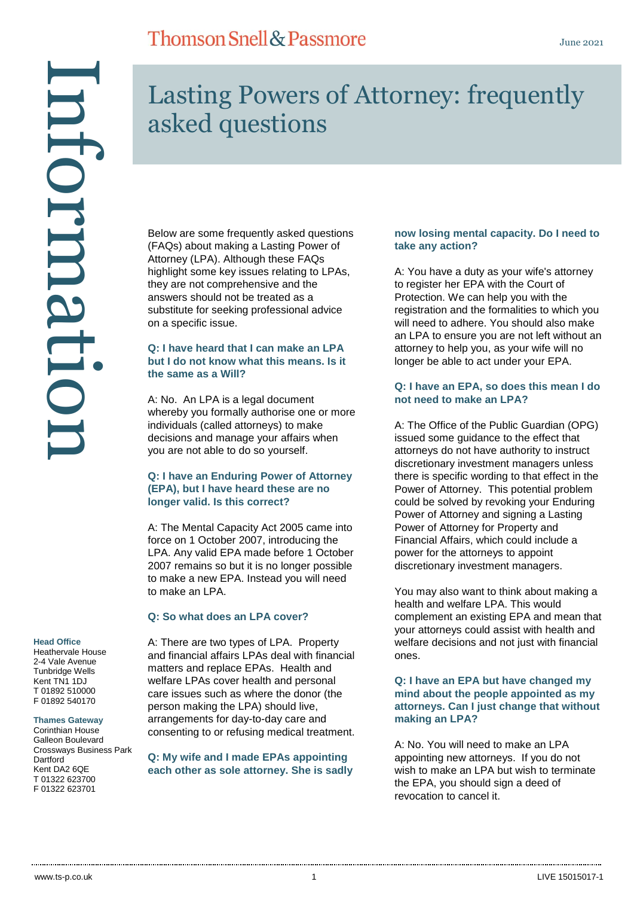# Lasting Powers of Attorney: frequently asked questions

Below are some frequently asked questions (FAQs) about making a Lasting Power of Attorney (LPA). Although these FAQs highlight some key issues relating to LPAs, they are not comprehensive and the answers should not be treated as a substitute for seeking professional advice on a specific issue.

**Q: I have heard that I can make an LPA but I do not know what this means. Is it the same as a Will?**

A: No. An LPA is a legal document whereby you formally authorise one or more individuals (called attorneys) to make decisions and manage your affairs when you are not able to do so yourself.

**Q: I have an Enduring Power of Attorney (EPA), but I have heard these are no longer valid. Is this correct?**

A: The Mental Capacity Act 2005 came into force on 1 October 2007, introducing the LPA. Any valid EPA made before 1 October 2007 remains so but it is no longer possible to make a new EPA. Instead you will need to make an LPA.

**Q: So what does an LPA cover?**

A: There are two types of LPA. Property and financial affairs LPAs deal with financial matters and replace EPAs. Health and welfare LPAs cover health and personal care issues such as where the donor (the person making the LPA) should live, arrangements for day-to-day care and consenting to or refusing medical treatment.

**Q: My wife and I made EPAs appointing each other as sole attorney. She is sadly now losing mental capacity. Do I need to take any action?**

A: You have a duty as your wife's attorney to register her EPA with the Court of Protection. We can help you with the registration and the formalities to which you will need to adhere. You should also make an LPA to ensure you are not left without an attorney to help you, as your wife will no longer be able to act under your EPA.

**Q: I have an EPA, so does this mean I do not need to make an LPA?**

A: The Office of the Public Guardian (OPG) issued some guidance to the effect that attorneys do not have authority to instruct discretionary investment managers unless there is specific wording to that effect in the Power of Attorney. This potential problem could be solved by revoking your Enduring Power of Attorney and signing a Lasting Power of Attorney for Property and Financial Affairs, which could include a power for the attorneys to appoint discretionary investment managers.

You may also want to think about making a health and welfare LPA. This would complement an existing EPA and mean that your attorneys could assist with health and welfare decisions and not just with financial ones.

**Q: I have an EPA but have changed my mind about the people appointed as my attorneys. Can I just change that without making an LPA?**

A: No. You will need to make an LPA appointing new attorneys. If you do not wish to make an LPA but wish to terminate the EPA, you should sign a deed of revocation to cancel it.

**Head Office**
Heathervale House
2-4 Vale Avenue
Tunbridge Wells
Kent TN1 1DJ
T 01892 510000
F 01892 540170

**Thames Gateway**
Corinthian House
Galleon Boulevard
Crossways Business Park
Dartford
Kent DA2 6QE
T 01322 623700
F 01322 623701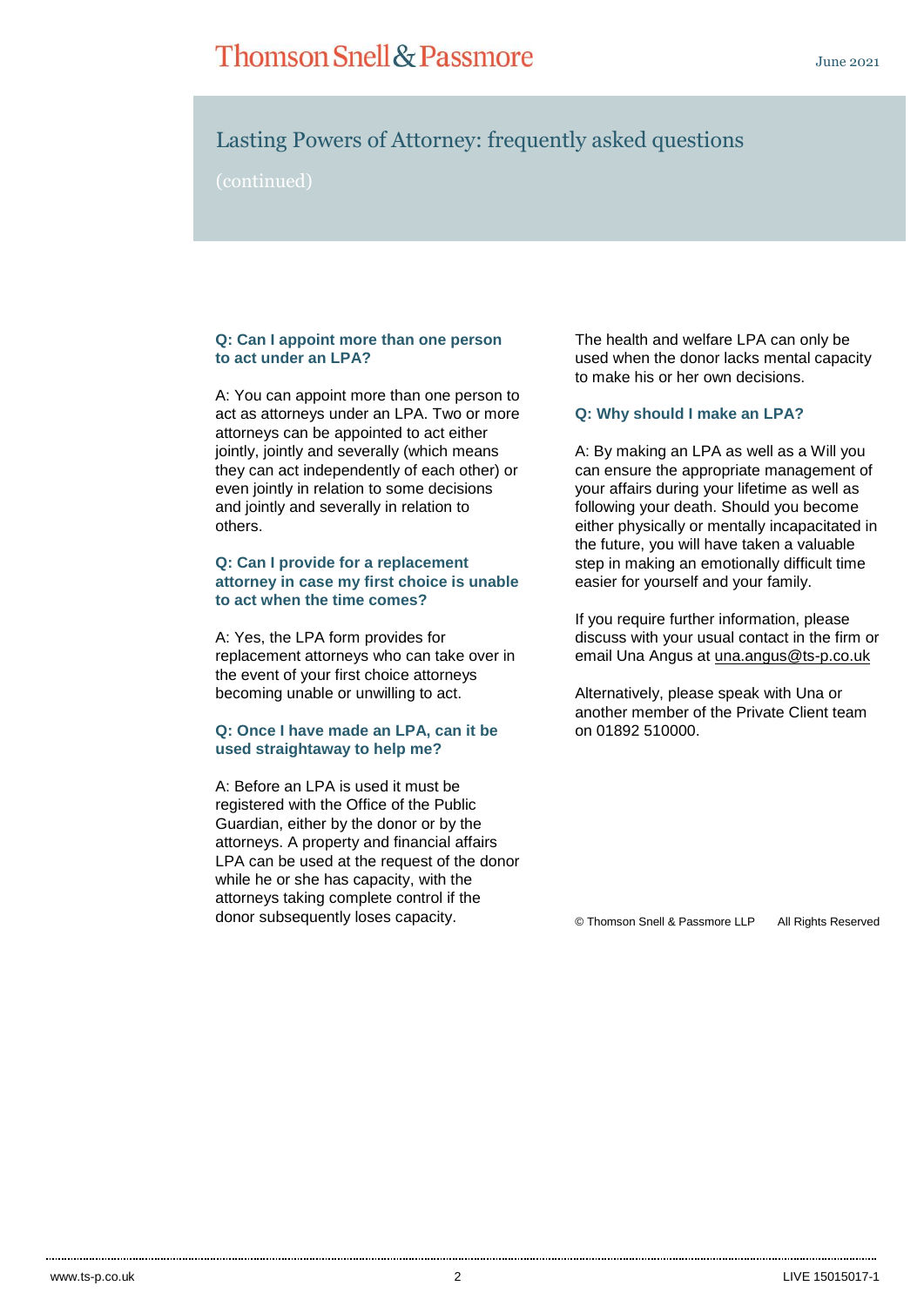# Lasting Powers of Attorney: frequently asked questions

(continued)

**Q: Can I appoint more than one person to act under an LPA?**

A: You can appoint more than one person to act as attorneys under an LPA. Two or more attorneys can be appointed to act either jointly, jointly and severally (which means they can act independently of each other) or even jointly in relation to some decisions and jointly and severally in relation to others.

**Q: Can I provide for a replacement attorney in case my first choice is unable to act when the time comes?**

A: Yes, the LPA form provides for replacement attorneys who can take over in the event of your first choice attorneys becoming unable or unwilling to act.

**Q: Once I have made an LPA, can it be used straightaway to help me?**

A: Before an LPA is used it must be registered with the Office of the Public Guardian, either by the donor or by the attorneys. A property and financial affairs LPA can be used at the request of the donor while he or she has capacity, with the attorneys taking complete control if the donor subsequently loses capacity.

The health and welfare LPA can only be used when the donor lacks mental capacity to make his or her own decisions.

**Q: Why should I make an LPA?**

A: By making an LPA as well as a Will you can ensure the appropriate management of your affairs during your lifetime as well as following your death. Should you become either physically or mentally incapacitated in the future, you will have taken a valuable step in making an emotionally difficult time easier for yourself and your family.

If you require further information, please discuss with your usual contact in the firm or email Una Angus at una.angus@ts-p.co.uk

Alternatively, please speak with Una or another member of the Private Client team on 01892 510000.

© Thomson Snell & Passmore LLP All Rights Reserved